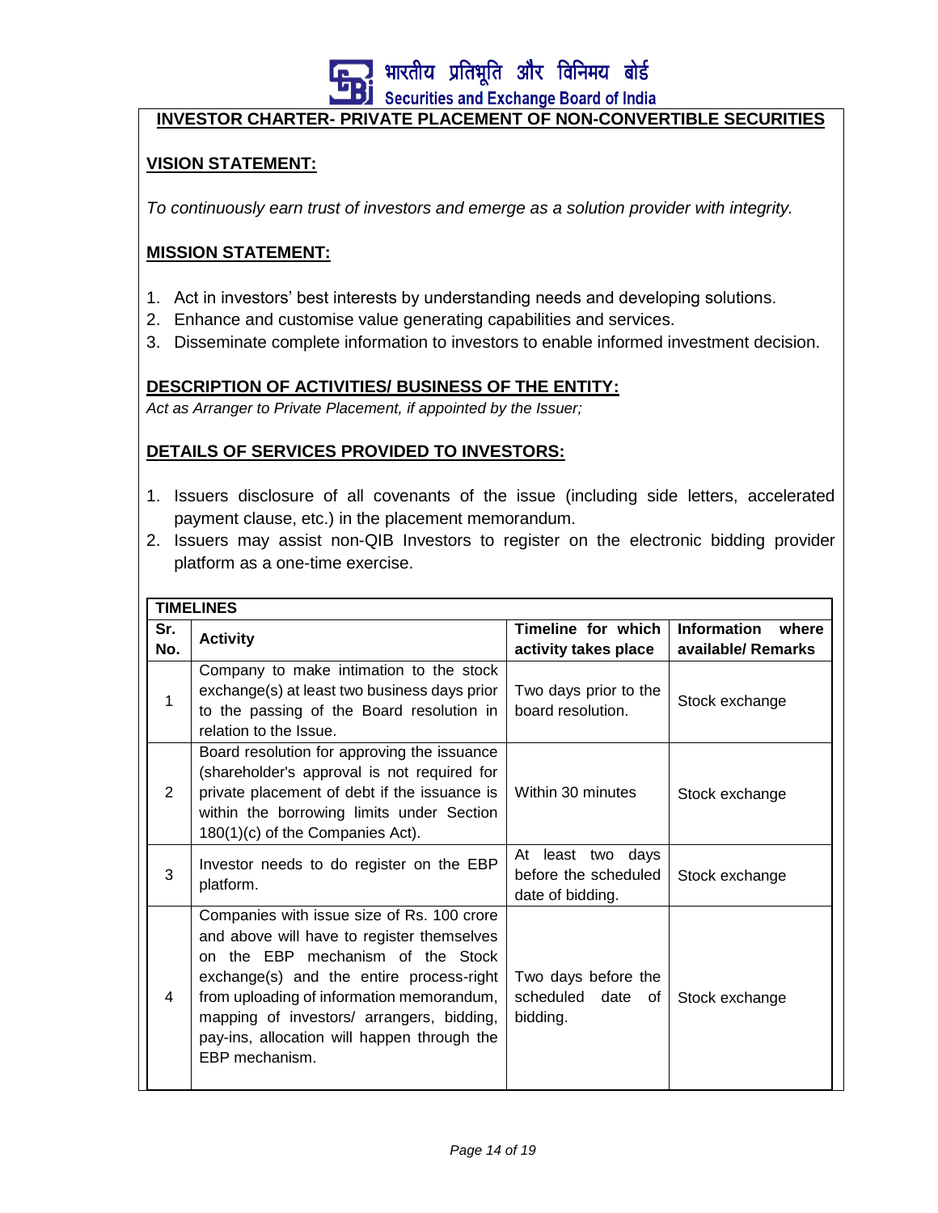## INVESTOR CHARTER- PRIVATE PLACEMENT OF NON-CONVERTIBLE SECURITIES

### VISION STATEMENT:

*To continuously earn trust of investors and emerge as a solution provider with integrity.*

### MISSION STATEMENT:

1. Act in investors' best interests by understanding needs and developing solutions.
2. Enhance and customise value generating capabilities and services.
3. Disseminate complete information to investors to enable informed investment decision.

### DESCRIPTION OF ACTIVITIES/ BUSINESS OF THE ENTITY:

*Act as Arranger to Private Placement, if appointed by the Issuer;*

### DETAILS OF SERVICES PROVIDED TO INVESTORS:

1. Issuers disclosure of all covenants of the issue (including side letters, accelerated payment clause, etc.) in the placement memorandum.
2. Issuers may assist non-QIB Investors to register on the electronic bidding provider platform as a one-time exercise.

**TIMELINES**

| Sr. No. | Activity | Timeline for which activity takes place | Information where available/ Remarks |
|---|---|---|---|
| 1 | Company to make intimation to the stock exchange(s) at least two business days prior to the passing of the Board resolution in relation to the Issue. | Two days prior to the board resolution. | Stock exchange |
| 2 | Board resolution for approving the issuance (shareholder's approval is not required for private placement of debt if the issuance is within the borrowing limits under Section 180(1)(c) of the Companies Act). | Within 30 minutes | Stock exchange |
| 3 | Investor needs to do register on the EBP platform. | At least two days before the scheduled date of bidding. | Stock exchange |
| 4 | Companies with issue size of Rs. 100 crore and above will have to register themselves on the EBP mechanism of the Stock exchange(s) and the entire process-right from uploading of information memorandum, mapping of investors/ arrangers, bidding, pay-ins, allocation will happen through the EBP mechanism. | Two days before the scheduled date of bidding. | Stock exchange |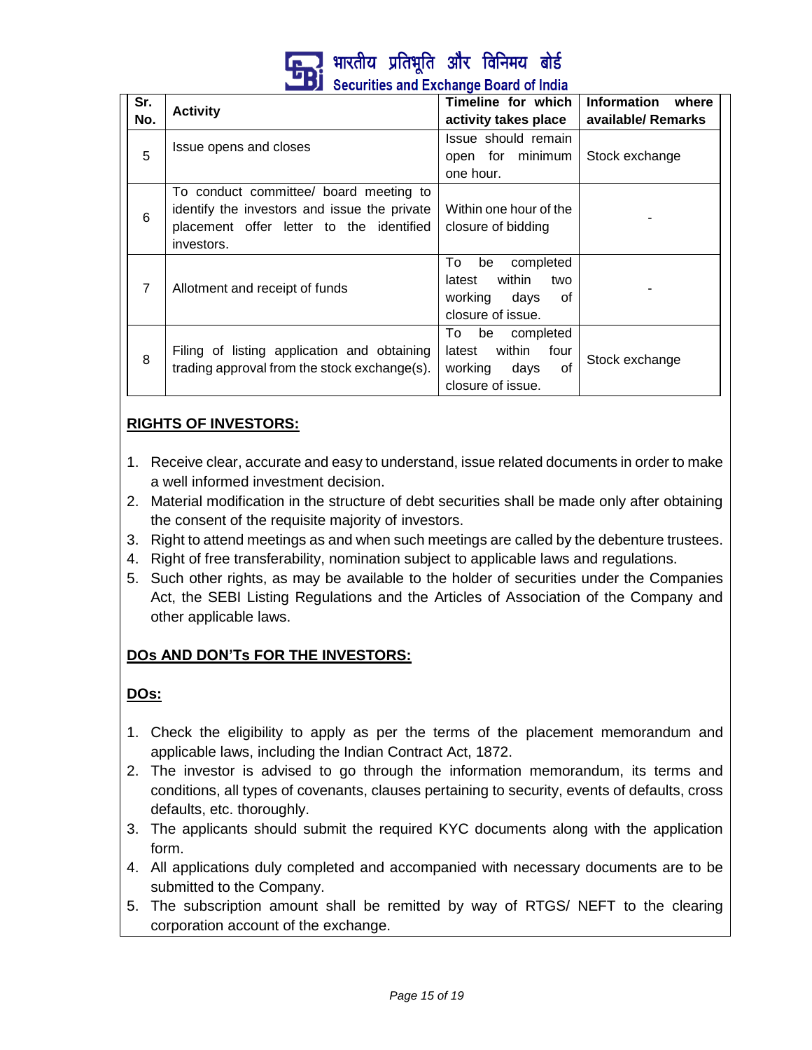| Sr. No. | Activity | Timeline for which activity takes place | Information where available/ Remarks |
|---|---|---|---|
| 5 | Issue opens and closes | Issue should remain open for minimum one hour. | Stock exchange |
| 6 | To conduct committee/ board meeting to identify the investors and issue the private placement offer letter to the identified investors. | Within one hour of the closure of bidding | - |
| 7 | Allotment and receipt of funds | To be completed latest within two working days of closure of issue. | - |
| 8 | Filing of listing application and obtaining trading approval from the stock exchange(s). | To be completed latest within four working days of closure of issue. | Stock exchange |

**RIGHTS OF INVESTORS:**

1. Receive clear, accurate and easy to understand, issue related documents in order to make a well informed investment decision.
2. Material modification in the structure of debt securities shall be made only after obtaining the consent of the requisite majority of investors.
3. Right to attend meetings as and when such meetings are called by the debenture trustees.
4. Right of free transferability, nomination subject to applicable laws and regulations.
5. Such other rights, as may be available to the holder of securities under the Companies Act, the SEBI Listing Regulations and the Articles of Association of the Company and other applicable laws.

**DOs AND DON'Ts FOR THE INVESTORS:**

**DOs:**

1. Check the eligibility to apply as per the terms of the placement memorandum and applicable laws, including the Indian Contract Act, 1872.
2. The investor is advised to go through the information memorandum, its terms and conditions, all types of covenants, clauses pertaining to security, events of defaults, cross defaults, etc. thoroughly.
3. The applicants should submit the required KYC documents along with the application form.
4. All applications duly completed and accompanied with necessary documents are to be submitted to the Company.
5. The subscription amount shall be remitted by way of RTGS/ NEFT to the clearing corporation account of the exchange.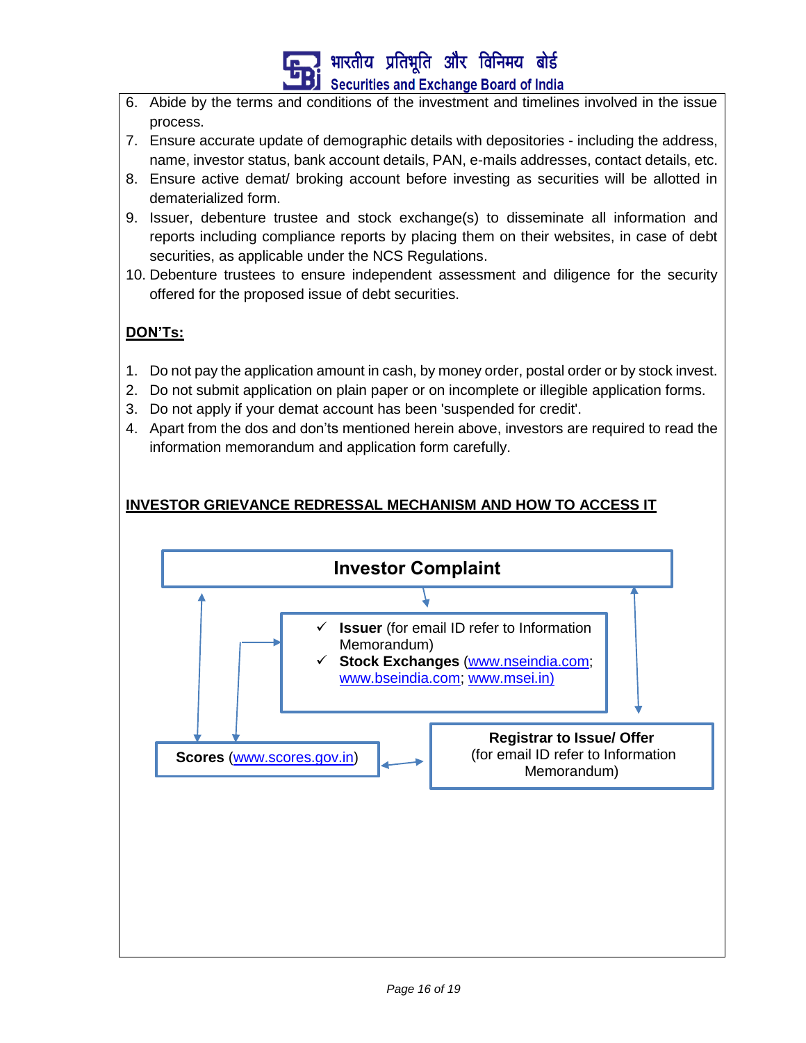6. Abide by the terms and conditions of the investment and timelines involved in the issue process.
7. Ensure accurate update of demographic details with depositories - including the address, name, investor status, bank account details, PAN, e-mails addresses, contact details, etc.
8. Ensure active demat/ broking account before investing as securities will be allotted in dematerialized form.
9. Issuer, debenture trustee and stock exchange(s) to disseminate all information and reports including compliance reports by placing them on their websites, in case of debt securities, as applicable under the NCS Regulations.
10. Debenture trustees to ensure independent assessment and diligence for the security offered for the proposed issue of debt securities.

**DON'Ts:**

1. Do not pay the application amount in cash, by money order, postal order or by stock invest.
2. Do not submit application on plain paper or on incomplete or illegible application forms.
3. Do not apply if your demat account has been 'suspended for credit'.
4. Apart from the dos and don'ts mentioned herein above, investors are required to read the information memorandum and application form carefully.

**INVESTOR GRIEVANCE REDRESSAL MECHANISM AND HOW TO ACCESS IT**

**Investor Complaint**

- **Issuer** (for email ID refer to Information Memorandum)
- **Stock Exchanges** (www.nseindia.com; www.bseindia.com; www.msei.in)

**Scores** (www.scores.gov.in)

**Registrar to Issue/ Offer**
(for email ID refer to Information Memorandum)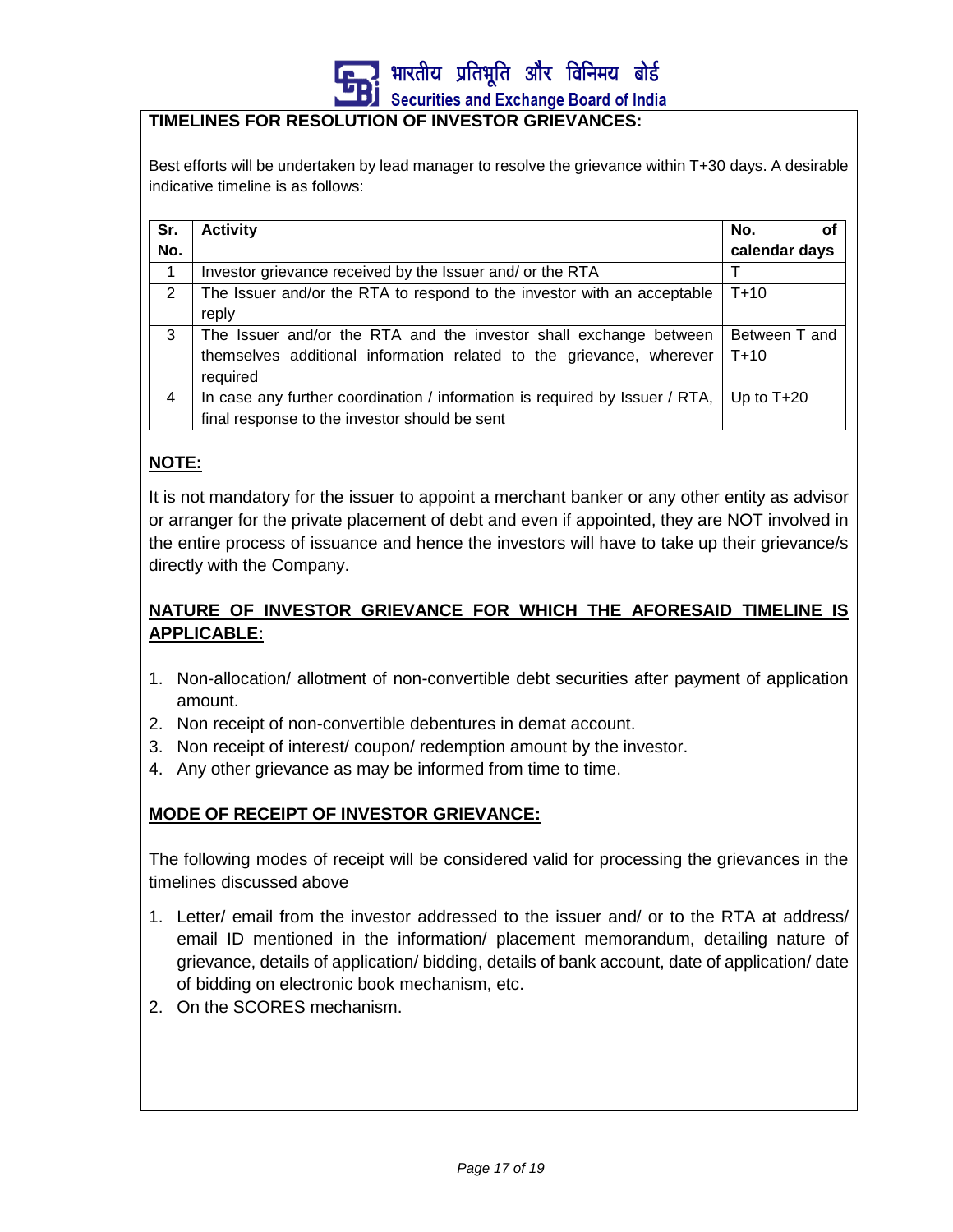**TIMELINES FOR RESOLUTION OF INVESTOR GRIEVANCES:**

Best efforts will be undertaken by lead manager to resolve the grievance within T+30 days. A desirable indicative timeline is as follows:

| Sr. No. | Activity | No. of calendar days |
|---|---|---|
| 1 | Investor grievance received by the Issuer and/ or the RTA | T |
| 2 | The Issuer and/or the RTA to respond to the investor with an acceptable reply | T+10 |
| 3 | The Issuer and/or the RTA and the investor shall exchange between themselves additional information related to the grievance, wherever required | Between T and T+10 |
| 4 | In case any further coordination / information is required by Issuer / RTA, final response to the investor should be sent | Up to T+20 |

**NOTE:**

It is not mandatory for the issuer to appoint a merchant banker or any other entity as advisor or arranger for the private placement of debt and even if appointed, they are NOT involved in the entire process of issuance and hence the investors will have to take up their grievance/s directly with the Company.

**NATURE OF INVESTOR GRIEVANCE FOR WHICH THE AFORESAID TIMELINE IS APPLICABLE:**

1. Non-allocation/ allotment of non-convertible debt securities after payment of application amount.
2. Non receipt of non-convertible debentures in demat account.
3. Non receipt of interest/ coupon/ redemption amount by the investor.
4. Any other grievance as may be informed from time to time.

**MODE OF RECEIPT OF INVESTOR GRIEVANCE:**

The following modes of receipt will be considered valid for processing the grievances in the timelines discussed above

1. Letter/ email from the investor addressed to the issuer and/ or to the RTA at address/ email ID mentioned in the information/ placement memorandum, detailing nature of grievance, details of application/ bidding, details of bank account, date of application/ date of bidding on electronic book mechanism, etc.
2. On the SCORES mechanism.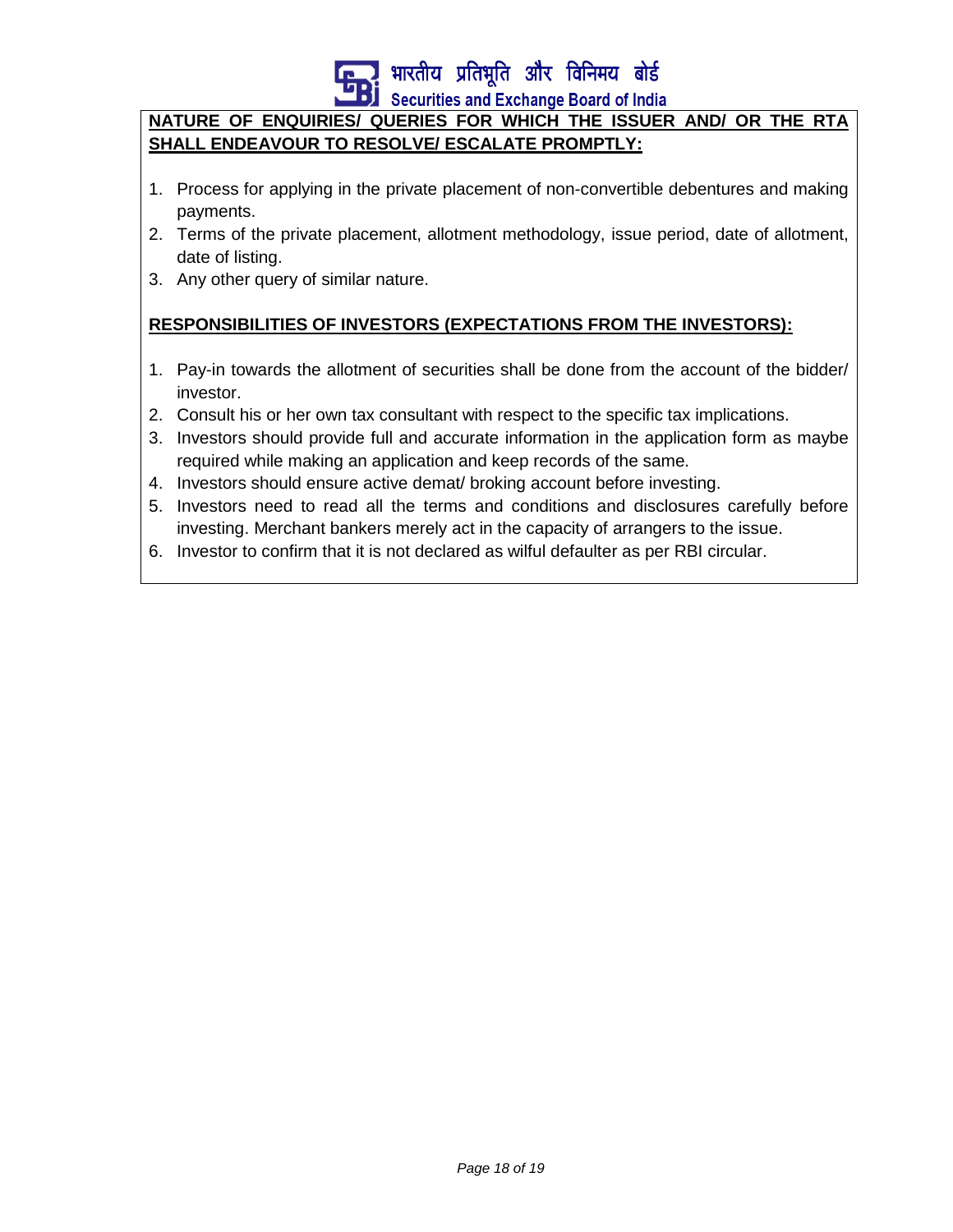**NATURE OF ENQUIRIES/ QUERIES FOR WHICH THE ISSUER AND/ OR THE RTA SHALL ENDEAVOUR TO RESOLVE/ ESCALATE PROMPTLY:**

1. Process for applying in the private placement of non-convertible debentures and making payments.
2. Terms of the private placement, allotment methodology, issue period, date of allotment, date of listing.
3. Any other query of similar nature.

**RESPONSIBILITIES OF INVESTORS (EXPECTATIONS FROM THE INVESTORS):**

1. Pay-in towards the allotment of securities shall be done from the account of the bidder/ investor.
2. Consult his or her own tax consultant with respect to the specific tax implications.
3. Investors should provide full and accurate information in the application form as maybe required while making an application and keep records of the same.
4. Investors should ensure active demat/ broking account before investing.
5. Investors need to read all the terms and conditions and disclosures carefully before investing. Merchant bankers merely act in the capacity of arrangers to the issue.
6. Investor to confirm that it is not declared as wilful defaulter as per RBI circular.